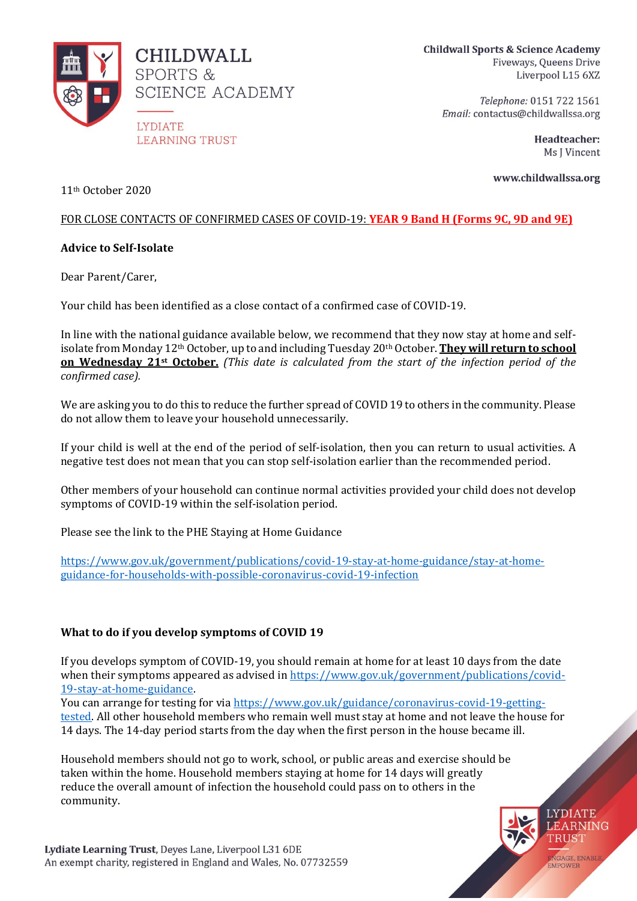**CHILDWALL SPORTS & SCIENCE ACADEMY**

LYDIATE LEARNING TRUST

**Childwall Sports & Science Academy**
Fiveways, Queens Drive
Liverpool L15 6XZ

*Telephone:* 0151 722 1561
*Email:* contactus@childwallssa.org

**Headteacher:**
Ms J Vincent

**www.childwallssa.org**

11th October 2020

<u>FOR CLOSE CONTACTS OF CONFIRMED CASES OF COVID-19: **YEAR 9 Band H (Forms 9C, 9D and 9E)**</u>

**Advice to Self-Isolate**

Dear Parent/Carer,

Your child has been identified as a close contact of a confirmed case of COVID-19.

In line with the national guidance available below, we recommend that they now stay at home and self-isolate from Monday 12th October, up to and including Tuesday 20th October. **<u>They will return to school on Wednesday 21st October.</u>** *(This date is calculated from the start of the infection period of the confirmed case).*

We are asking you to do this to reduce the further spread of COVID 19 to others in the community. Please do not allow them to leave your household unnecessarily.

If your child is well at the end of the period of self-isolation, then you can return to usual activities. A negative test does not mean that you can stop self-isolation earlier than the recommended period.

Other members of your household can continue normal activities provided your child does not develop symptoms of COVID-19 within the self-isolation period.

Please see the link to the PHE Staying at Home Guidance

https://www.gov.uk/government/publications/covid-19-stay-at-home-guidance/stay-at-home-guidance-for-households-with-possible-coronavirus-covid-19-infection

**What to do if you develop symptoms of COVID 19**

If you develops symptom of COVID-19, you should remain at home for at least 10 days from the date when their symptoms appeared as advised in https://www.gov.uk/government/publications/covid-19-stay-at-home-guidance.
You can arrange for testing for via https://www.gov.uk/guidance/coronavirus-covid-19-getting-tested. All other household members who remain well must stay at home and not leave the house for 14 days. The 14-day period starts from the day when the first person in the house became ill.

Household members should not go to work, school, or public areas and exercise should be taken within the home. Household members staying at home for 14 days will greatly reduce the overall amount of infection the household could pass on to others in the community.

**Lydiate Learning Trust**, Deyes Lane, Liverpool L31 6DE
An exempt charity, registered in England and Wales, No. 07732559

LYDIATE LEARNING TRUST
ENGAGE, ENABLE, EMPOWER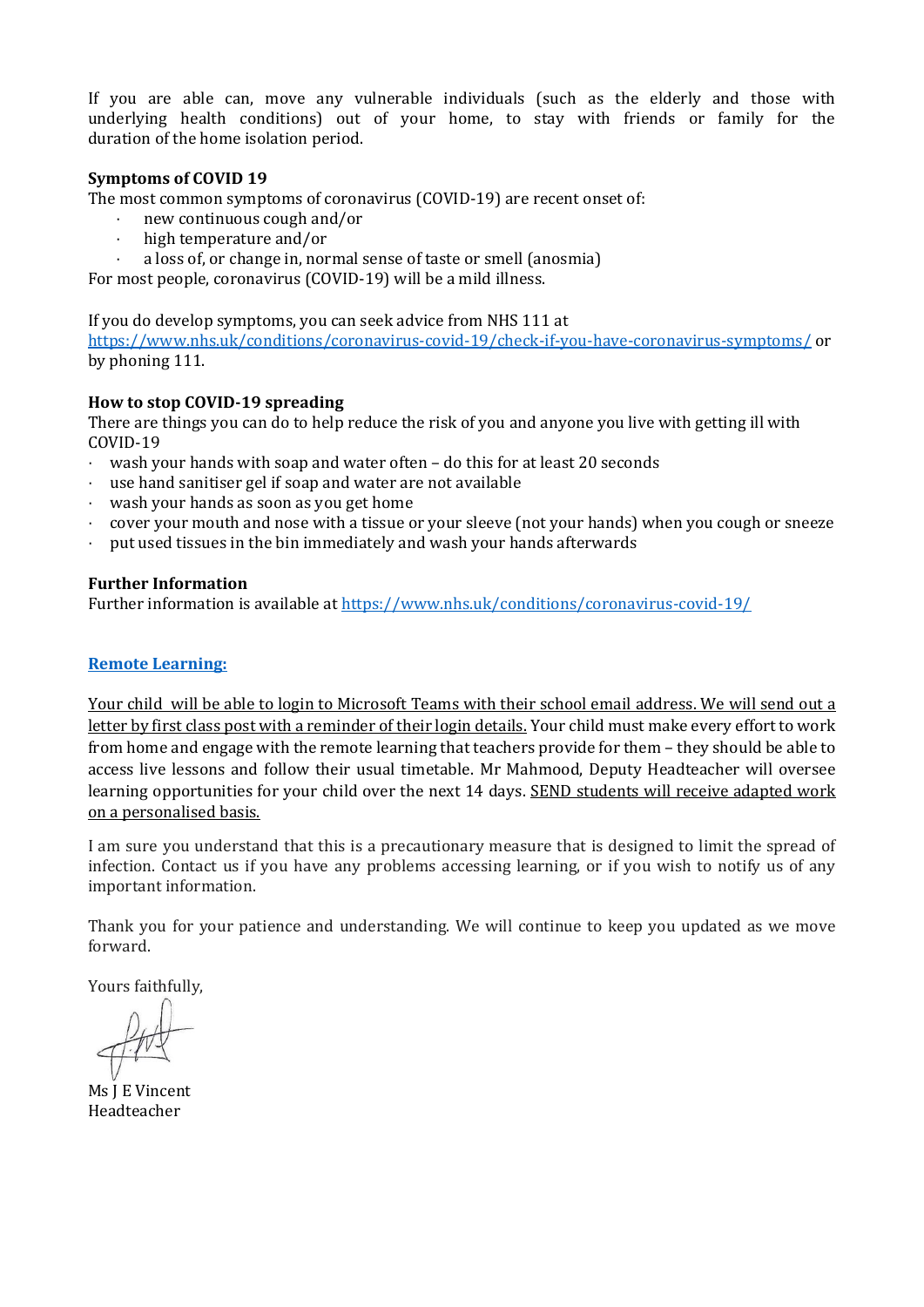If you are able can, move any vulnerable individuals (such as the elderly and those with underlying health conditions) out of your home, to stay with friends or family for the duration of the home isolation period.

**Symptoms of COVID 19**

The most common symptoms of coronavirus (COVID-19) are recent onset of:

- new continuous cough and/or
- high temperature and/or
- a loss of, or change in, normal sense of taste or smell (anosmia)

For most people, coronavirus (COVID-19) will be a mild illness.

If you do develop symptoms, you can seek advice from NHS 111 at https://www.nhs.uk/conditions/coronavirus-covid-19/check-if-you-have-coronavirus-symptoms/ or by phoning 111.

**How to stop COVID-19 spreading**

There are things you can do to help reduce the risk of you and anyone you live with getting ill with COVID-19

- wash your hands with soap and water often – do this for at least 20 seconds
- use hand sanitiser gel if soap and water are not available
- wash your hands as soon as you get home
- cover your mouth and nose with a tissue or your sleeve (not your hands) when you cough or sneeze
- put used tissues in the bin immediately and wash your hands afterwards

**Further Information**

Further information is available at https://www.nhs.uk/conditions/coronavirus-covid-19/

**Remote Learning:**

Your child will be able to login to Microsoft Teams with their school email address. We will send out a letter by first class post with a reminder of their login details. Your child must make every effort to work from home and engage with the remote learning that teachers provide for them – they should be able to access live lessons and follow their usual timetable. Mr Mahmood, Deputy Headteacher will oversee learning opportunities for your child over the next 14 days. SEND students will receive adapted work on a personalised basis.

I am sure you understand that this is a precautionary measure that is designed to limit the spread of infection. Contact us if you have any problems accessing learning, or if you wish to notify us of any important information.

Thank you for your patience and understanding. We will continue to keep you updated as we move forward.

Yours faithfully,

Ms J E Vincent
Headteacher